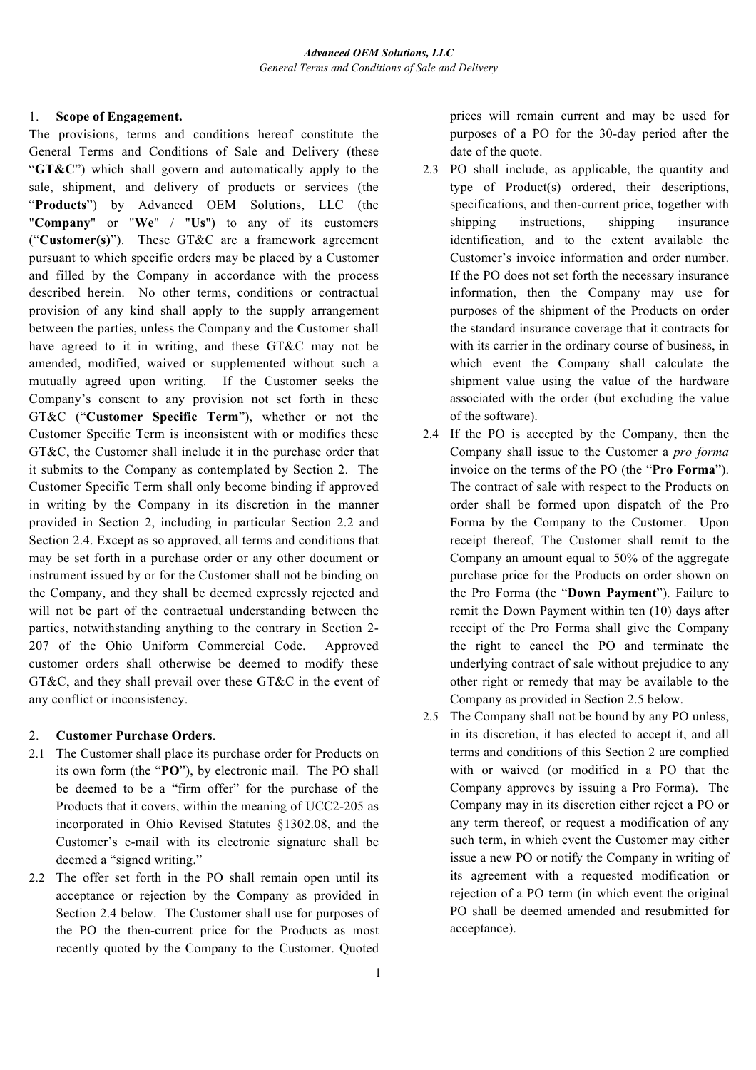*Advanced OEM Solutions, LLC*

*General Terms and Conditions of Sale and Delivery*

1. **Scope of Engagement.**

The provisions, terms and conditions hereof constitute the General Terms and Conditions of Sale and Delivery (these "**GT&C**") which shall govern and automatically apply to the sale, shipment, and delivery of products or services (the "**Products**") by Advanced OEM Solutions, LLC (the "**Company**" or "**We**" / "**Us**") to any of its customers ("**Customer(s)**"). These GT&C are a framework agreement pursuant to which specific orders may be placed by a Customer and filled by the Company in accordance with the process described herein. No other terms, conditions or contractual provision of any kind shall apply to the supply arrangement between the parties, unless the Company and the Customer shall have agreed to it in writing, and these GT&C may not be amended, modified, waived or supplemented without such a mutually agreed upon writing. If the Customer seeks the Company's consent to any provision not set forth in these GT&C ("**Customer Specific Term**"), whether or not the Customer Specific Term is inconsistent with or modifies these GT&C, the Customer shall include it in the purchase order that it submits to the Company as contemplated by Section 2. The Customer Specific Term shall only become binding if approved in writing by the Company in its discretion in the manner provided in Section 2, including in particular Section 2.2 and Section 2.4. Except as so approved, all terms and conditions that may be set forth in a purchase order or any other document or instrument issued by or for the Customer shall not be binding on the Company, and they shall be deemed expressly rejected and will not be part of the contractual understanding between the parties, notwithstanding anything to the contrary in Section 2-207 of the Ohio Uniform Commercial Code. Approved customer orders shall otherwise be deemed to modify these GT&C, and they shall prevail over these GT&C in the event of any conflict or inconsistency.

2. **Customer Purchase Orders**.

2.1 The Customer shall place its purchase order for Products on its own form (the "**PO**"), by electronic mail. The PO shall be deemed to be a "firm offer" for the purchase of the Products that it covers, within the meaning of UCC2-205 as incorporated in Ohio Revised Statutes §1302.08, and the Customer's e-mail with its electronic signature shall be deemed a "signed writing."

2.2 The offer set forth in the PO shall remain open until its acceptance or rejection by the Company as provided in Section 2.4 below. The Customer shall use for purposes of the PO the then-current price for the Products as most recently quoted by the Company to the Customer. Quoted prices will remain current and may be used for purposes of a PO for the 30-day period after the date of the quote.

2.3 PO shall include, as applicable, the quantity and type of Product(s) ordered, their descriptions, specifications, and then-current price, together with shipping instructions, shipping insurance identification, and to the extent available the Customer's invoice information and order number. If the PO does not set forth the necessary insurance information, then the Company may use for purposes of the shipment of the Products on order the standard insurance coverage that it contracts for with its carrier in the ordinary course of business, in which event the Company shall calculate the shipment value using the value of the hardware associated with the order (but excluding the value of the software).

2.4 If the PO is accepted by the Company, then the Company shall issue to the Customer a *pro forma* invoice on the terms of the PO (the "**Pro Forma**"). The contract of sale with respect to the Products on order shall be formed upon dispatch of the Pro Forma by the Company to the Customer. Upon receipt thereof, The Customer shall remit to the Company an amount equal to 50% of the aggregate purchase price for the Products on order shown on the Pro Forma (the "**Down Payment**"). Failure to remit the Down Payment within ten (10) days after receipt of the Pro Forma shall give the Company the right to cancel the PO and terminate the underlying contract of sale without prejudice to any other right or remedy that may be available to the Company as provided in Section 2.5 below.

2.5 The Company shall not be bound by any PO unless, in its discretion, it has elected to accept it, and all terms and conditions of this Section 2 are complied with or waived (or modified in a PO that the Company approves by issuing a Pro Forma). The Company may in its discretion either reject a PO or any term thereof, or request a modification of any such term, in which event the Customer may either issue a new PO or notify the Company in writing of its agreement with a requested modification or rejection of a PO term (in which event the original PO shall be deemed amended and resubmitted for acceptance).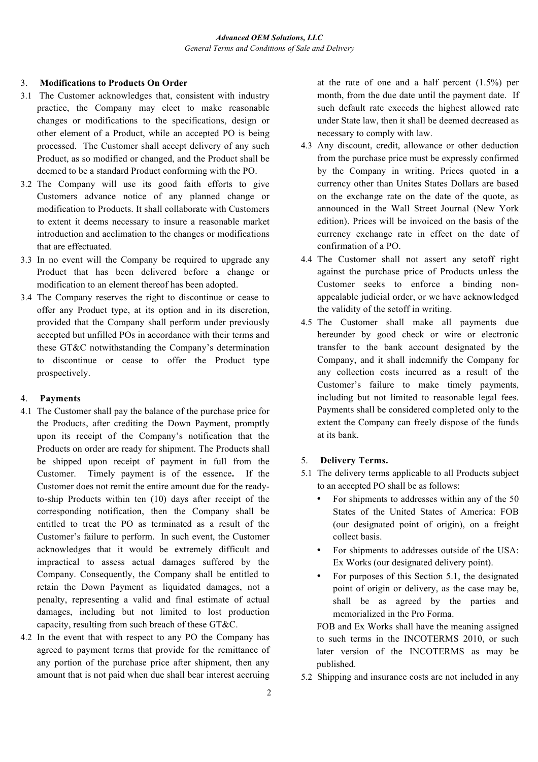## 3. **Modifications to Products On Order**

3.1 The Customer acknowledges that, consistent with industry practice, the Company may elect to make reasonable changes or modifications to the specifications, design or other element of a Product, while an accepted PO is being processed. The Customer shall accept delivery of any such Product, as so modified or changed, and the Product shall be deemed to be a standard Product conforming with the PO.

3.2 The Company will use its good faith efforts to give Customers advance notice of any planned change or modification to Products. It shall collaborate with Customers to extent it deems necessary to insure a reasonable market introduction and acclimation to the changes or modifications that are effectuated.

3.3 In no event will the Company be required to upgrade any Product that has been delivered before a change or modification to an element thereof has been adopted.

3.4 The Company reserves the right to discontinue or cease to offer any Product type, at its option and in its discretion, provided that the Company shall perform under previously accepted but unfilled POs in accordance with their terms and these GT&C notwithstanding the Company's determination to discontinue or cease to offer the Product type prospectively.

## 4. **Payments**

4.1 The Customer shall pay the balance of the purchase price for the Products, after crediting the Down Payment, promptly upon its receipt of the Company's notification that the Products on order are ready for shipment. The Products shall be shipped upon receipt of payment in full from the Customer. Timely payment is of the essence**.** If the Customer does not remit the entire amount due for the ready-to-ship Products within ten (10) days after receipt of the corresponding notification, then the Company shall be entitled to treat the PO as terminated as a result of the Customer's failure to perform. In such event, the Customer acknowledges that it would be extremely difficult and impractical to assess actual damages suffered by the Company. Consequently, the Company shall be entitled to retain the Down Payment as liquidated damages, not a penalty, representing a valid and final estimate of actual damages, including but not limited to lost production capacity, resulting from such breach of these GT&C.

4.2 In the event that with respect to any PO the Company has agreed to payment terms that provide for the remittance of any portion of the purchase price after shipment, then any amount that is not paid when due shall bear interest accruing at the rate of one and a half percent (1.5%) per month, from the due date until the payment date. If such default rate exceeds the highest allowed rate under State law, then it shall be deemed decreased as necessary to comply with law.

4.3 Any discount, credit, allowance or other deduction from the purchase price must be expressly confirmed by the Company in writing. Prices quoted in a currency other than Unites States Dollars are based on the exchange rate on the date of the quote, as announced in the Wall Street Journal (New York edition). Prices will be invoiced on the basis of the currency exchange rate in effect on the date of confirmation of a PO.

4.4 The Customer shall not assert any setoff right against the purchase price of Products unless the Customer seeks to enforce a binding non-appealable judicial order, or we have acknowledged the validity of the setoff in writing.

4.5 The Customer shall make all payments due hereunder by good check or wire or electronic transfer to the bank account designated by the Company, and it shall indemnify the Company for any collection costs incurred as a result of the Customer's failure to make timely payments, including but not limited to reasonable legal fees. Payments shall be considered completed only to the extent the Company can freely dispose of the funds at its bank.

## 5. **Delivery Terms.**

5.1 The delivery terms applicable to all Products subject to an accepted PO shall be as follows:

- For shipments to addresses within any of the 50 States of the United States of America: FOB (our designated point of origin), on a freight collect basis.
- For shipments to addresses outside of the USA: Ex Works (our designated delivery point).
- For purposes of this Section 5.1, the designated point of origin or delivery, as the case may be, shall be as agreed by the parties and memorialized in the Pro Forma.

FOB and Ex Works shall have the meaning assigned to such terms in the INCOTERMS 2010, or such later version of the INCOTERMS as may be published.

5.2 Shipping and insurance costs are not included in any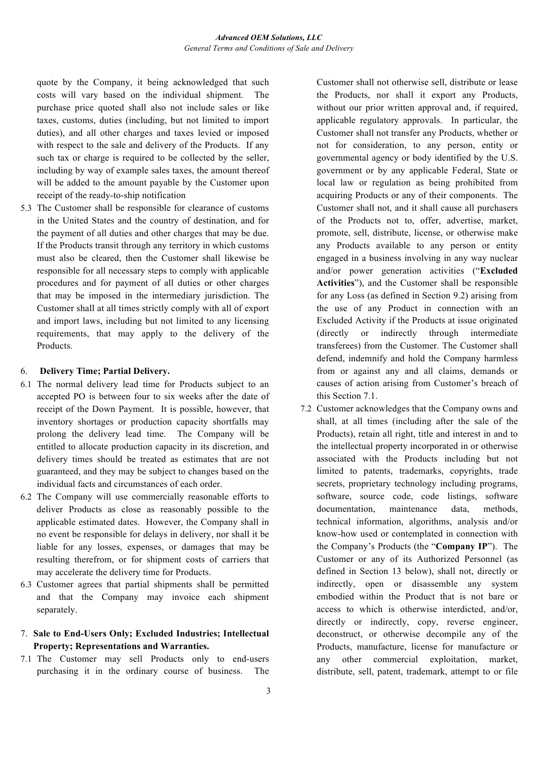quote by the Company, it being acknowledged that such costs will vary based on the individual shipment. The purchase price quoted shall also not include sales or like taxes, customs, duties (including, but not limited to import duties), and all other charges and taxes levied or imposed with respect to the sale and delivery of the Products. If any such tax or charge is required to be collected by the seller, including by way of example sales taxes, the amount thereof will be added to the amount payable by the Customer upon receipt of the ready-to-ship notification

5.3 The Customer shall be responsible for clearance of customs in the United States and the country of destination, and for the payment of all duties and other charges that may be due. If the Products transit through any territory in which customs must also be cleared, then the Customer shall likewise be responsible for all necessary steps to comply with applicable procedures and for payment of all duties or other charges that may be imposed in the intermediary jurisdiction. The Customer shall at all times strictly comply with all of export and import laws, including but not limited to any licensing requirements, that may apply to the delivery of the Products.

## 6. Delivery Time; Partial Delivery.

6.1 The normal delivery lead time for Products subject to an accepted PO is between four to six weeks after the date of receipt of the Down Payment. It is possible, however, that inventory shortages or production capacity shortfalls may prolong the delivery lead time. The Company will be entitled to allocate production capacity in its discretion, and delivery times should be treated as estimates that are not guaranteed, and they may be subject to changes based on the individual facts and circumstances of each order.

6.2 The Company will use commercially reasonable efforts to deliver Products as close as reasonably possible to the applicable estimated dates. However, the Company shall in no event be responsible for delays in delivery, nor shall it be liable for any losses, expenses, or damages that may be resulting therefrom, or for shipment costs of carriers that may accelerate the delivery time for Products.

6.3 Customer agrees that partial shipments shall be permitted and that the Company may invoice each shipment separately.

## 7. Sale to End-Users Only; Excluded Industries; Intellectual Property; Representations and Warranties.

7.1 The Customer may sell Products only to end-users purchasing it in the ordinary course of business. The Customer shall not otherwise sell, distribute or lease the Products, nor shall it export any Products, without our prior written approval and, if required, applicable regulatory approvals. In particular, the Customer shall not transfer any Products, whether or not for consideration, to any person, entity or governmental agency or body identified by the U.S. government or by any applicable Federal, State or local law or regulation as being prohibited from acquiring Products or any of their components. The Customer shall not, and it shall cause all purchasers of the Products not to, offer, advertise, market, promote, sell, distribute, license, or otherwise make any Products available to any person or entity engaged in a business involving in any way nuclear and/or power generation activities ("**Excluded Activities**"), and the Customer shall be responsible for any Loss (as defined in Section 9.2) arising from the use of any Product in connection with an Excluded Activity if the Products at issue originated (directly or indirectly through intermediate transferees) from the Customer. The Customer shall defend, indemnify and hold the Company harmless from or against any and all claims, demands or causes of action arising from Customer's breach of this Section 7.1.

7.2 Customer acknowledges that the Company owns and shall, at all times (including after the sale of the Products), retain all right, title and interest in and to the intellectual property incorporated in or otherwise associated with the Products including but not limited to patents, trademarks, copyrights, trade secrets, proprietary technology including programs, software, source code, code listings, software documentation, maintenance data, methods, technical information, algorithms, analysis and/or know-how used or contemplated in connection with the Company's Products (the "**Company IP**"). The Customer or any of its Authorized Personnel (as defined in Section 13 below), shall not, directly or indirectly, open or disassemble any system embodied within the Product that is not bare or access to which is otherwise interdicted, and/or, directly or indirectly, copy, reverse engineer, deconstruct, or otherwise decompile any of the Products, manufacture, license for manufacture or any other commercial exploitation, market, distribute, sell, patent, trademark, attempt to or file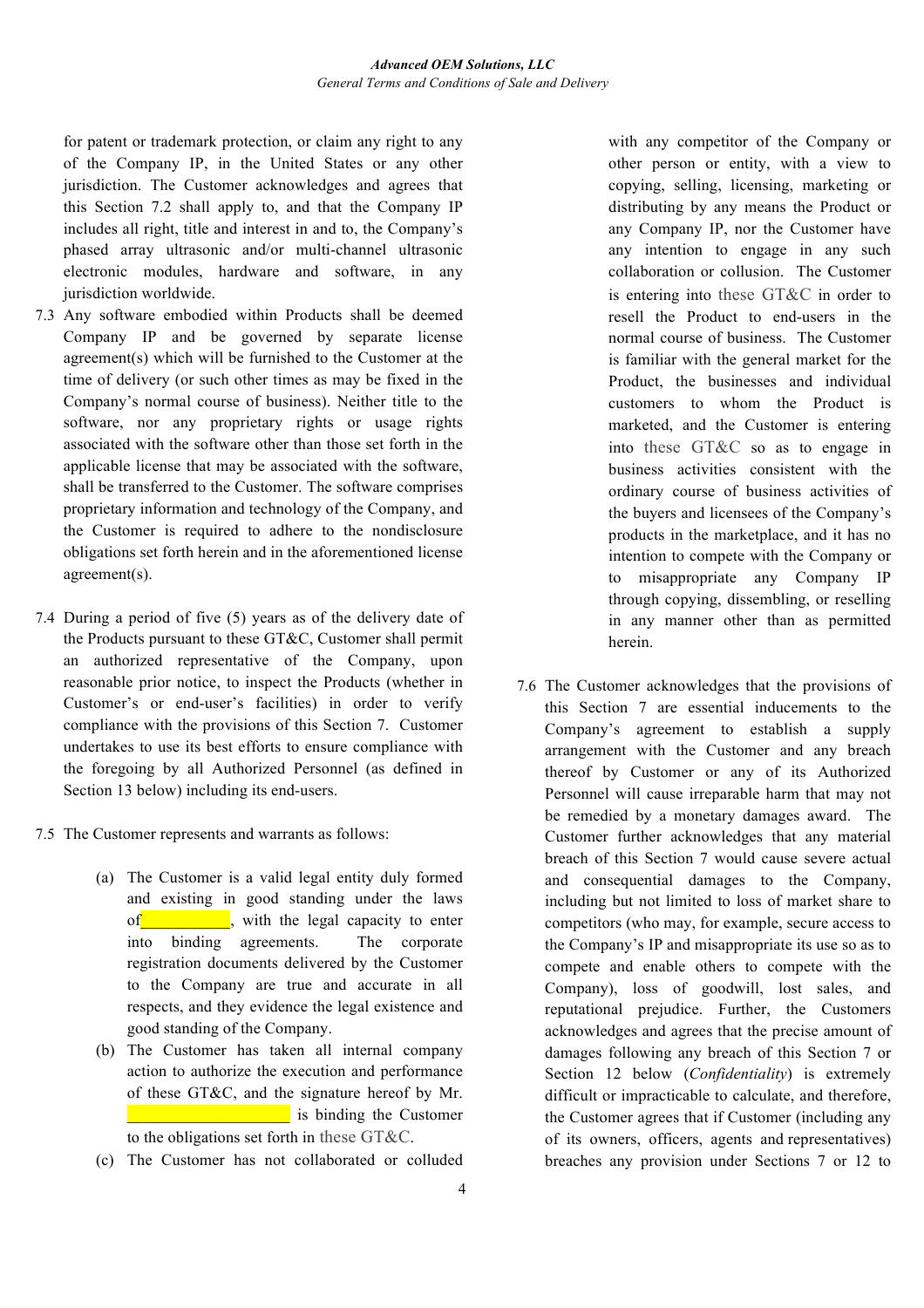for patent or trademark protection, or claim any right to any of the Company IP, in the United States or any other jurisdiction. The Customer acknowledges and agrees that this Section 7.2 shall apply to, and that the Company IP includes all right, title and interest in and to, the Company's phased array ultrasonic and/or multi-channel ultrasonic electronic modules, hardware and software, in any jurisdiction worldwide.

7.3 Any software embodied within Products shall be deemed Company IP and be governed by separate license agreement(s) which will be furnished to the Customer at the time of delivery (or such other times as may be fixed in the Company's normal course of business). Neither title to the software, nor any proprietary rights or usage rights associated with the software other than those set forth in the applicable license that may be associated with the software, shall be transferred to the Customer. The software comprises proprietary information and technology of the Company, and the Customer is required to adhere to the nondisclosure obligations set forth herein and in the aforementioned license agreement(s).

7.4 During a period of five (5) years as of the delivery date of the Products pursuant to these GT&C, Customer shall permit an authorized representative of the Company, upon reasonable prior notice, to inspect the Products (whether in Customer's or end-user's facilities) in order to verify compliance with the provisions of this Section 7. Customer undertakes to use its best efforts to ensure compliance with the foregoing by all Authorized Personnel (as defined in Section 13 below) including its end-users.

7.5 The Customer represents and warrants as follows:

(a) The Customer is a valid legal entity duly formed and existing in good standing under the laws of\_\_\_\_\_\_\_\_\_\_\_, with the legal capacity to enter into binding agreements. The corporate registration documents delivered by the Customer to the Company are true and accurate in all respects, and they evidence the legal existence and good standing of the Company.

(b) The Customer has taken all internal company action to authorize the execution and performance of these GT&C, and the signature hereof by Mr. \_\_\_\_\_\_\_\_\_\_\_\_\_\_\_\_\_\_\_\_ is binding the Customer to the obligations set forth in these GT&C.

(c) The Customer has not collaborated or colluded with any competitor of the Company or other person or entity, with a view to copying, selling, licensing, marketing or distributing by any means the Product or any Company IP, nor the Customer have any intention to engage in any such collaboration or collusion. The Customer is entering into these GT&C in order to resell the Product to end-users in the normal course of business. The Customer is familiar with the general market for the Product, the businesses and individual customers to whom the Product is marketed, and the Customer is entering into these GT&C so as to engage in business activities consistent with the ordinary course of business activities of the buyers and licensees of the Company's products in the marketplace, and it has no intention to compete with the Company or to misappropriate any Company IP through copying, dissembling, or reselling in any manner other than as permitted herein.

7.6 The Customer acknowledges that the provisions of this Section 7 are essential inducements to the Company's agreement to establish a supply arrangement with the Customer and any breach thereof by Customer or any of its Authorized Personnel will cause irreparable harm that may not be remedied by a monetary damages award. The Customer further acknowledges that any material breach of this Section 7 would cause severe actual and consequential damages to the Company, including but not limited to loss of market share to competitors (who may, for example, secure access to the Company's IP and misappropriate its use so as to compete and enable others to compete with the Company), loss of goodwill, lost sales, and reputational prejudice. Further, the Customers acknowledges and agrees that the precise amount of damages following any breach of this Section 7 or Section 12 below (*Confidentiality*) is extremely difficult or impracticable to calculate, and therefore, the Customer agrees that if Customer (including any of its owners, officers, agents and representatives) breaches any provision under Sections 7 or 12 to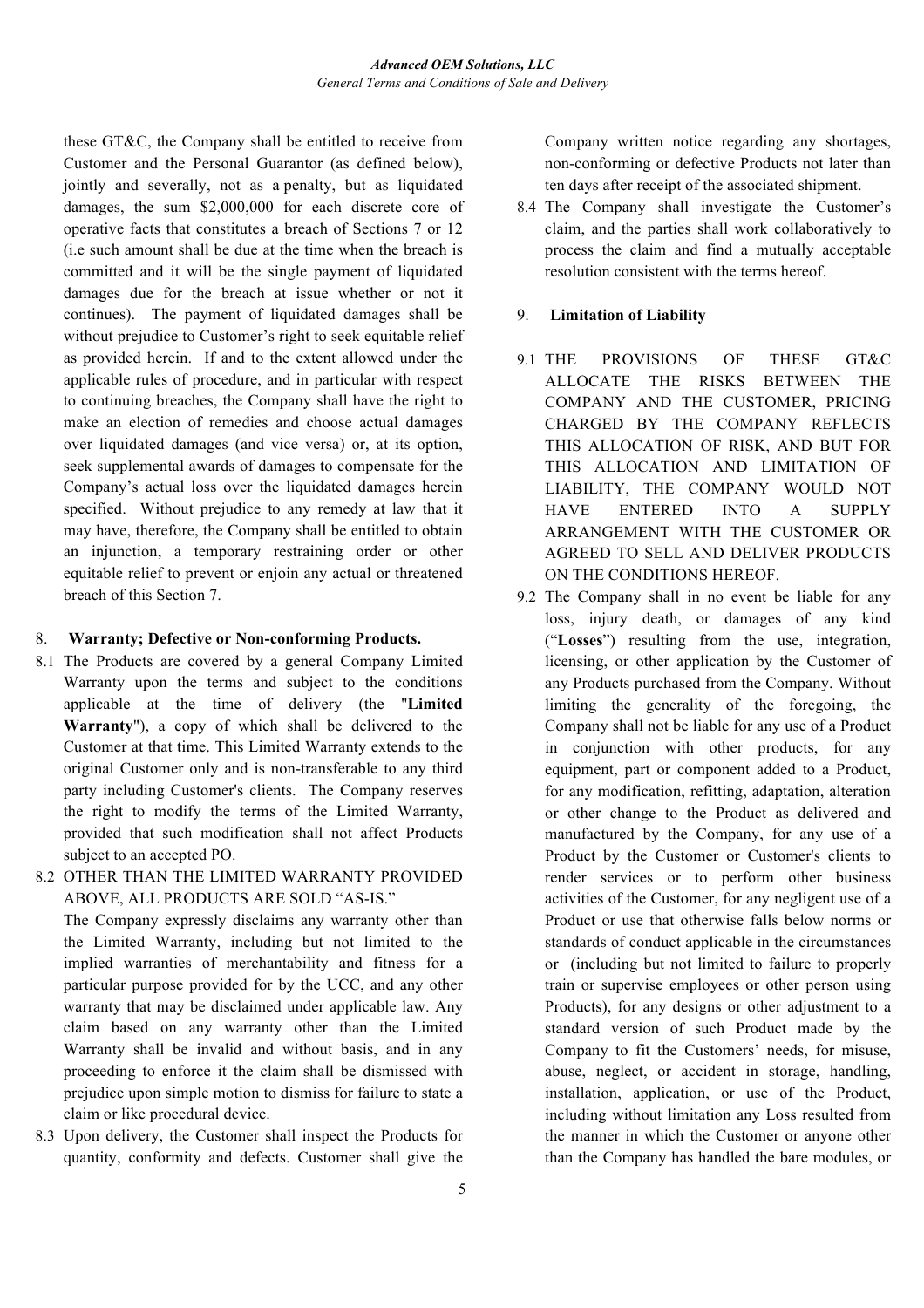these GT&C, the Company shall be entitled to receive from Customer and the Personal Guarantor (as defined below), jointly and severally, not as a penalty, but as liquidated damages, the sum $2,000,000 for each discrete core of operative facts that constitutes a breach of Sections 7 or 12 (i.e such amount shall be due at the time when the breach is committed and it will be the single payment of liquidated damages due for the breach at issue whether or not it continues). The payment of liquidated damages shall be without prejudice to Customer's right to seek equitable relief as provided herein. If and to the extent allowed under the applicable rules of procedure, and in particular with respect to continuing breaches, the Company shall have the right to make an election of remedies and choose actual damages over liquidated damages (and vice versa) or, at its option, seek supplemental awards of damages to compensate for the Company's actual loss over the liquidated damages herein specified. Without prejudice to any remedy at law that it may have, therefore, the Company shall be entitled to obtain an injunction, a temporary restraining order or other equitable relief to prevent or enjoin any actual or threatened breach of this Section 7.

## 8. Warranty; Defective or Non-conforming Products.

8.1 The Products are covered by a general Company Limited Warranty upon the terms and subject to the conditions applicable at the time of delivery (the "**Limited Warranty**"), a copy of which shall be delivered to the Customer at that time. This Limited Warranty extends to the original Customer only and is non-transferable to any third party including Customer's clients. The Company reserves the right to modify the terms of the Limited Warranty, provided that such modification shall not affect Products subject to an accepted PO.

8.2 OTHER THAN THE LIMITED WARRANTY PROVIDED ABOVE, ALL PRODUCTS ARE SOLD "AS-IS."
The Company expressly disclaims any warranty other than the Limited Warranty, including but not limited to the implied warranties of merchantability and fitness for a particular purpose provided for by the UCC, and any other warranty that may be disclaimed under applicable law. Any claim based on any warranty other than the Limited Warranty shall be invalid and without basis, and in any proceeding to enforce it the claim shall be dismissed with prejudice upon simple motion to dismiss for failure to state a claim or like procedural device.

8.3 Upon delivery, the Customer shall inspect the Products for quantity, conformity and defects. Customer shall give the Company written notice regarding any shortages, non-conforming or defective Products not later than ten days after receipt of the associated shipment.

8.4 The Company shall investigate the Customer's claim, and the parties shall work collaboratively to process the claim and find a mutually acceptable resolution consistent with the terms hereof.

## 9. Limitation of Liability

9.1 THE PROVISIONS OF THESE GT&C ALLOCATE THE RISKS BETWEEN THE COMPANY AND THE CUSTOMER, PRICING CHARGED BY THE COMPANY REFLECTS THIS ALLOCATION OF RISK, AND BUT FOR THIS ALLOCATION AND LIMITATION OF LIABILITY, THE COMPANY WOULD NOT HAVE ENTERED INTO A SUPPLY ARRANGEMENT WITH THE CUSTOMER OR AGREED TO SELL AND DELIVER PRODUCTS ON THE CONDITIONS HEREOF.

9.2 The Company shall in no event be liable for any loss, injury death, or damages of any kind ("**Losses**") resulting from the use, integration, licensing, or other application by the Customer of any Products purchased from the Company. Without limiting the generality of the foregoing, the Company shall not be liable for any use of a Product in conjunction with other products, for any equipment, part or component added to a Product, for any modification, refitting, adaptation, alteration or other change to the Product as delivered and manufactured by the Company, for any use of a Product by the Customer or Customer's clients to render services or to perform other business activities of the Customer, for any negligent use of a Product or use that otherwise falls below norms or standards of conduct applicable in the circumstances or (including but not limited to failure to properly train or supervise employees or other person using Products), for any designs or other adjustment to a standard version of such Product made by the Company to fit the Customers' needs, for misuse, abuse, neglect, or accident in storage, handling, installation, application, or use of the Product, including without limitation any Loss resulted from the manner in which the Customer or anyone other than the Company has handled the bare modules, or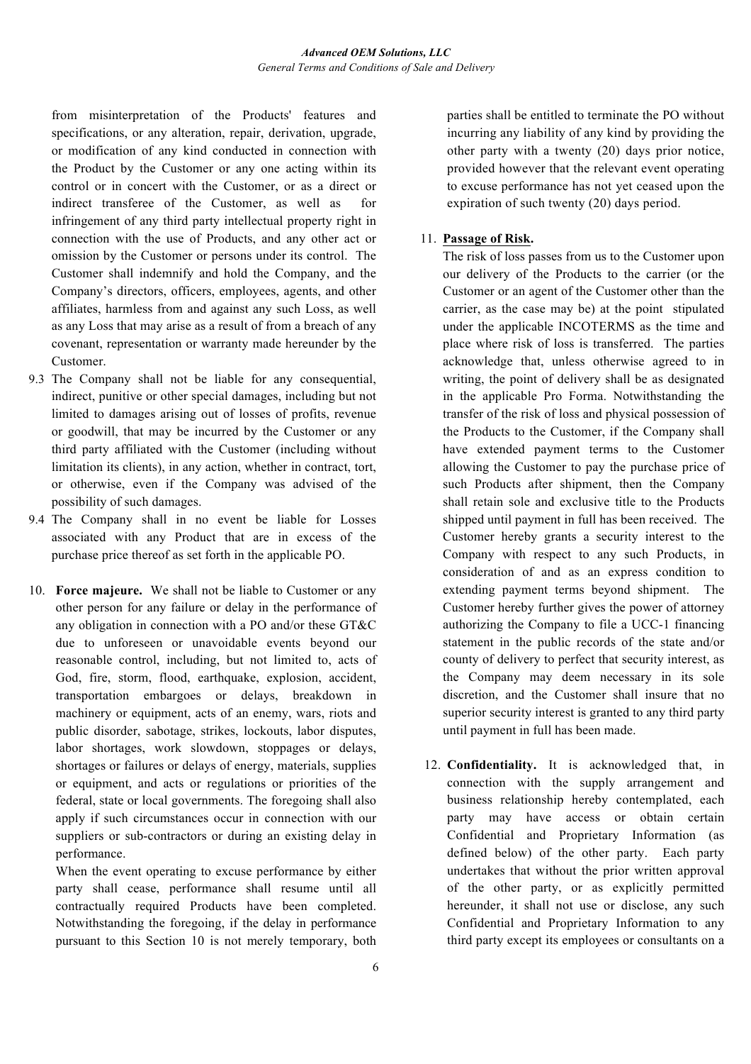from misinterpretation of the Products' features and specifications, or any alteration, repair, derivation, upgrade, or modification of any kind conducted in connection with the Product by the Customer or any one acting within its control or in concert with the Customer, or as a direct or indirect transferee of the Customer, as well as for infringement of any third party intellectual property right in connection with the use of Products, and any other act or omission by the Customer or persons under its control. The Customer shall indemnify and hold the Company, and the Company's directors, officers, employees, agents, and other affiliates, harmless from and against any such Loss, as well as any Loss that may arise as a result of from a breach of any covenant, representation or warranty made hereunder by the Customer.

9.3 The Company shall not be liable for any consequential, indirect, punitive or other special damages, including but not limited to damages arising out of losses of profits, revenue or goodwill, that may be incurred by the Customer or any third party affiliated with the Customer (including without limitation its clients), in any action, whether in contract, tort, or otherwise, even if the Company was advised of the possibility of such damages.

9.4 The Company shall in no event be liable for Losses associated with any Product that are in excess of the purchase price thereof as set forth in the applicable PO.

10. **Force majeure.** We shall not be liable to Customer or any other person for any failure or delay in the performance of any obligation in connection with a PO and/or these GT&C due to unforeseen or unavoidable events beyond our reasonable control, including, but not limited to, acts of God, fire, storm, flood, earthquake, explosion, accident, transportation embargoes or delays, breakdown in machinery or equipment, acts of an enemy, wars, riots and public disorder, sabotage, strikes, lockouts, labor disputes, labor shortages, work slowdown, stoppages or delays, shortages or failures or delays of energy, materials, supplies or equipment, and acts or regulations or priorities of the federal, state or local governments. The foregoing shall also apply if such circumstances occur in connection with our suppliers or sub-contractors or during an existing delay in performance.

When the event operating to excuse performance by either party shall cease, performance shall resume until all contractually required Products have been completed. Notwithstanding the foregoing, if the delay in performance pursuant to this Section 10 is not merely temporary, both parties shall be entitled to terminate the PO without incurring any liability of any kind by providing the other party with a twenty (20) days prior notice, provided however that the relevant event operating to excuse performance has not yet ceased upon the expiration of such twenty (20) days period.

11. **Passage of Risk.**

The risk of loss passes from us to the Customer upon our delivery of the Products to the carrier (or the Customer or an agent of the Customer other than the carrier, as the case may be) at the point stipulated under the applicable INCOTERMS as the time and place where risk of loss is transferred. The parties acknowledge that, unless otherwise agreed to in writing, the point of delivery shall be as designated in the applicable Pro Forma. Notwithstanding the transfer of the risk of loss and physical possession of the Products to the Customer, if the Company shall have extended payment terms to the Customer allowing the Customer to pay the purchase price of such Products after shipment, then the Company shall retain sole and exclusive title to the Products shipped until payment in full has been received. The Customer hereby grants a security interest to the Company with respect to any such Products, in consideration of and as an express condition to extending payment terms beyond shipment. The Customer hereby further gives the power of attorney authorizing the Company to file a UCC-1 financing statement in the public records of the state and/or county of delivery to perfect that security interest, as the Company may deem necessary in its sole discretion, and the Customer shall insure that no superior security interest is granted to any third party until payment in full has been made.

12. **Confidentiality.** It is acknowledged that, in connection with the supply arrangement and business relationship hereby contemplated, each party may have access or obtain certain Confidential and Proprietary Information (as defined below) of the other party. Each party undertakes that without the prior written approval of the other party, or as explicitly permitted hereunder, it shall not use or disclose, any such Confidential and Proprietary Information to any third party except its employees or consultants on a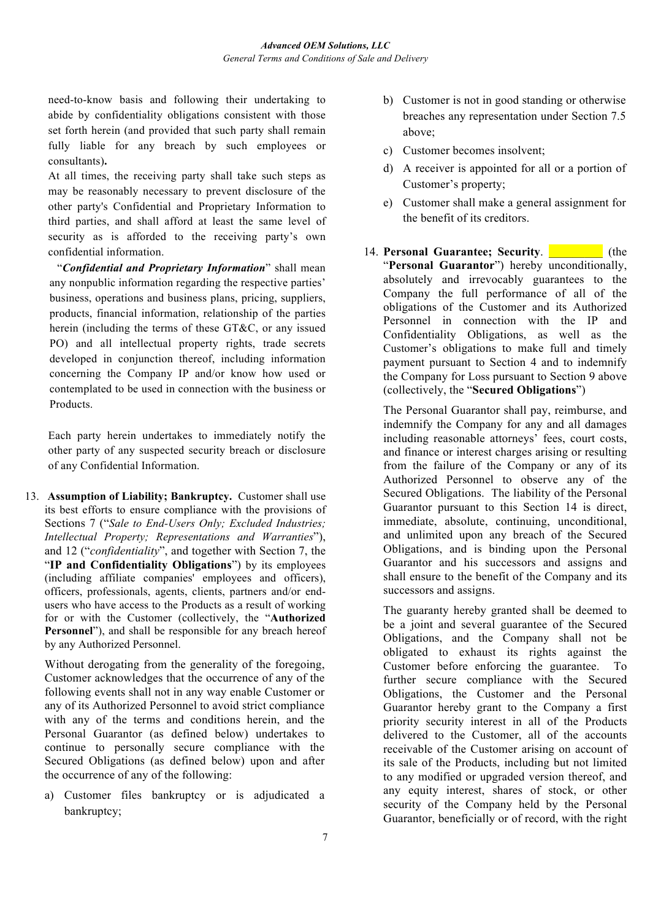need-to-know basis and following their undertaking to abide by confidentiality obligations consistent with those set forth herein (and provided that such party shall remain fully liable for any breach by such employees or consultants)**.**

At all times, the receiving party shall take such steps as may be reasonably necessary to prevent disclosure of the other party's Confidential and Proprietary Information to third parties, and shall afford at least the same level of security as is afforded to the receiving party's own confidential information.

"***Confidential and Proprietary Information***" shall mean any nonpublic information regarding the respective parties' business, operations and business plans, pricing, suppliers, products, financial information, relationship of the parties herein (including the terms of these GT&C, or any issued PO) and all intellectual property rights, trade secrets developed in conjunction thereof, including information concerning the Company IP and/or know how used or contemplated to be used in connection with the business or Products.

Each party herein undertakes to immediately notify the other party of any suspected security breach or disclosure of any Confidential Information.

13. **Assumption of Liability; Bankruptcy.** Customer shall use its best efforts to ensure compliance with the provisions of Sections 7 ("*Sale to End-Users Only; Excluded Industries; Intellectual Property; Representations and Warranties*"), and 12 ("*confidentiality*", and together with Section 7, the "**IP and Confidentiality Obligations**") by its employees (including affiliate companies' employees and officers), officers, professionals, agents, clients, partners and/or end-users who have access to the Products as a result of working for or with the Customer (collectively, the "**Authorized Personnel**"), and shall be responsible for any breach hereof by any Authorized Personnel.

    Without derogating from the generality of the foregoing, Customer acknowledges that the occurrence of any of the following events shall not in any way enable Customer or any of its Authorized Personnel to avoid strict compliance with any of the terms and conditions herein, and the Personal Guarantor (as defined below) undertakes to continue to personally secure compliance with the Secured Obligations (as defined below) upon and after the occurrence of any of the following:

    a) Customer files bankruptcy or is adjudicated a bankruptcy;
    b) Customer is not in good standing or otherwise breaches any representation under Section 7.5 above;
    c) Customer becomes insolvent;
    d) A receiver is appointed for all or a portion of Customer's property;
    e) Customer shall make a general assignment for the benefit of its creditors.

14. **Personal Guarantee; Security**. \_\_\_\_\_\_\_\_\_ (the "**Personal Guarantor**") hereby unconditionally, absolutely and irrevocably guarantees to the Company the full performance of all of the obligations of the Customer and its Authorized Personnel in connection with the IP and Confidentiality Obligations, as well as the Customer's obligations to make full and timely payment pursuant to Section 4 and to indemnify the Company for Loss pursuant to Section 9 above (collectively, the "**Secured Obligations**")

    The Personal Guarantor shall pay, reimburse, and indemnify the Company for any and all damages including reasonable attorneys' fees, court costs, and finance or interest charges arising or resulting from the failure of the Company or any of its Authorized Personnel to observe any of the Secured Obligations. The liability of the Personal Guarantor pursuant to this Section 14 is direct, immediate, absolute, continuing, unconditional, and unlimited upon any breach of the Secured Obligations, and is binding upon the Personal Guarantor and his successors and assigns and shall ensure to the benefit of the Company and its successors and assigns.

    The guaranty hereby granted shall be deemed to be a joint and several guarantee of the Secured Obligations, and the Company shall not be obligated to exhaust its rights against the Customer before enforcing the guarantee. To further secure compliance with the Secured Obligations, the Customer and the Personal Guarantor hereby grant to the Company a first priority security interest in all of the Products delivered to the Customer, all of the accounts receivable of the Customer arising on account of its sale of the Products, including but not limited to any modified or upgraded version thereof, and any equity interest, shares of stock, or other security of the Company held by the Personal Guarantor, beneficially or of record, with the right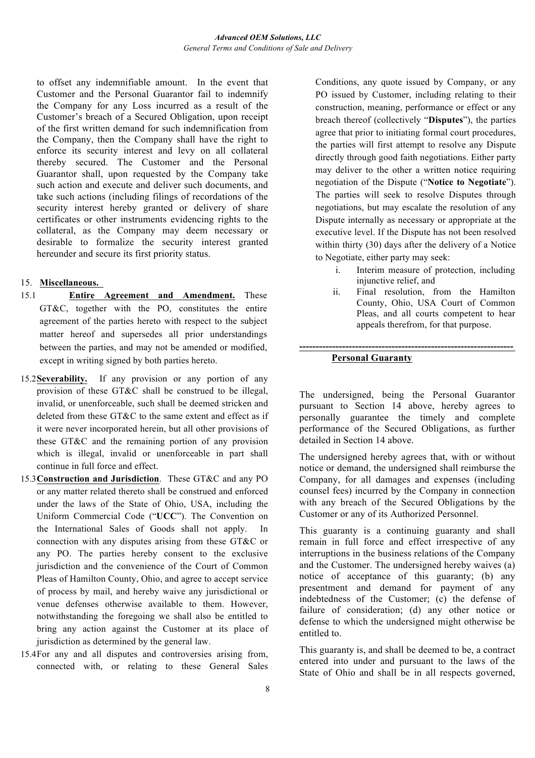to offset any indemnifiable amount. In the event that Customer and the Personal Guarantor fail to indemnify the Company for any Loss incurred as a result of the Customer's breach of a Secured Obligation, upon receipt of the first written demand for such indemnification from the Company, then the Company shall have the right to enforce its security interest and levy on all collateral thereby secured. The Customer and the Personal Guarantor shall, upon requested by the Company take such action and execute and deliver such documents, and take such actions (including filings of recordations of the security interest hereby granted or delivery of share certificates or other instruments evidencing rights to the collateral, as the Company may deem necessary or desirable to formalize the security interest granted hereunder and secure its first priority status.

15. **Miscellaneous.**

15.1 **Entire Agreement and Amendment.** These GT&C, together with the PO, constitutes the entire agreement of the parties hereto with respect to the subject matter hereof and supersedes all prior understandings between the parties, and may not be amended or modified, except in writing signed by both parties hereto.

15.2 **Severability.** If any provision or any portion of any provision of these GT&C shall be construed to be illegal, invalid, or unenforceable, such shall be deemed stricken and deleted from these GT&C to the same extent and effect as if it were never incorporated herein, but all other provisions of these GT&C and the remaining portion of any provision which is illegal, invalid or unenforceable in part shall continue in full force and effect.

15.3 **Construction and Jurisdiction**. These GT&C and any PO or any matter related thereto shall be construed and enforced under the laws of the State of Ohio, USA, including the Uniform Commercial Code ("**UCC**"). The Convention on the International Sales of Goods shall not apply. In connection with any disputes arising from these GT&C or any PO. The parties hereby consent to the exclusive jurisdiction and the convenience of the Court of Common Pleas of Hamilton County, Ohio, and agree to accept service of process by mail, and hereby waive any jurisdictional or venue defenses otherwise available to them. However, notwithstanding the foregoing we shall also be entitled to bring any action against the Customer at its place of jurisdiction as determined by the general law.

15.4 For any and all disputes and controversies arising from, connected with, or relating to these General Sales Conditions, any quote issued by Company, or any PO issued by Customer, including relating to their construction, meaning, performance or effect or any breach thereof (collectively "**Disputes**"), the parties agree that prior to initiating formal court procedures, the parties will first attempt to resolve any Dispute directly through good faith negotiations. Either party may deliver to the other a written notice requiring negotiation of the Dispute ("**Notice to Negotiate**"). The parties will seek to resolve Disputes through negotiations, but may escalate the resolution of any Dispute internally as necessary or appropriate at the executive level. If the Dispute has not been resolved within thirty (30) days after the delivery of a Notice to Negotiate, either party may seek:

i. Interim measure of protection, including injunctive relief, and
ii. Final resolution, from the Hamilton County, Ohio, USA Court of Common Pleas, and all courts competent to hear appeals therefrom, for that purpose.

---

**Personal Guaranty**

The undersigned, being the Personal Guarantor pursuant to Section 14 above, hereby agrees to personally guarantee the timely and complete performance of the Secured Obligations, as further detailed in Section 14 above.

The undersigned hereby agrees that, with or without notice or demand, the undersigned shall reimburse the Company, for all damages and expenses (including counsel fees) incurred by the Company in connection with any breach of the Secured Obligations by the Customer or any of its Authorized Personnel.

This guaranty is a continuing guaranty and shall remain in full force and effect irrespective of any interruptions in the business relations of the Company and the Customer. The undersigned hereby waives (a) notice of acceptance of this guaranty; (b) any presentment and demand for payment of any indebtedness of the Customer; (c) the defense of failure of consideration; (d) any other notice or defense to which the undersigned might otherwise be entitled to.

This guaranty is, and shall be deemed to be, a contract entered into under and pursuant to the laws of the State of Ohio and shall be in all respects governed,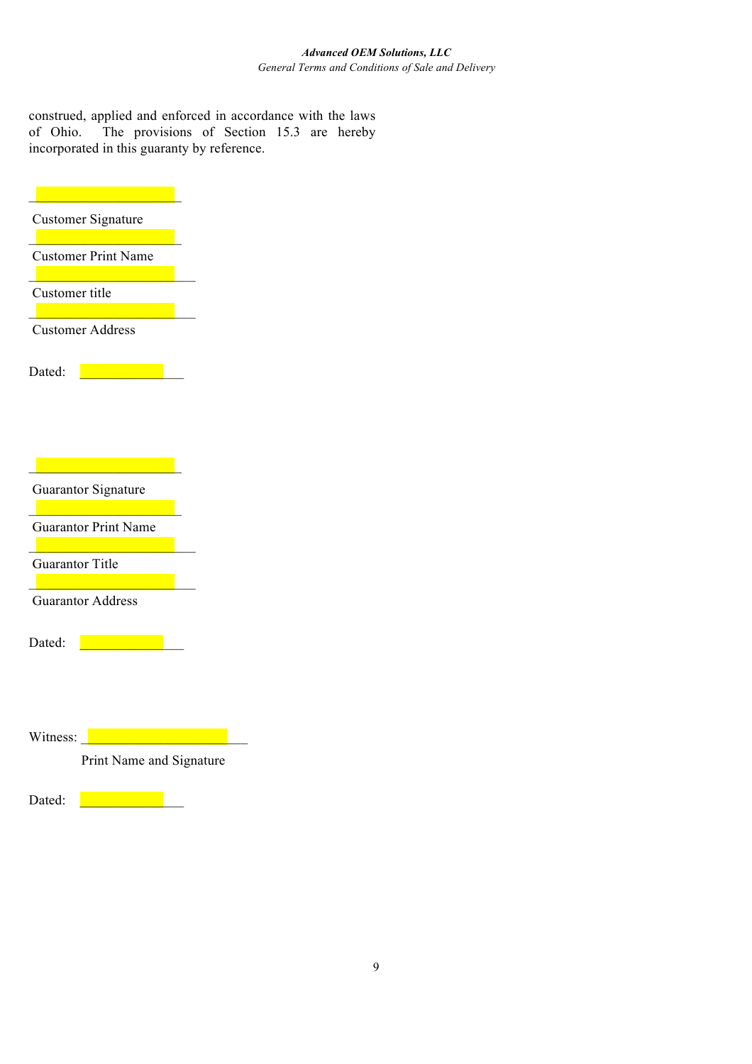construed, applied and enforced in accordance with the laws of Ohio. The provisions of Section 15.3 are hereby incorporated in this guaranty by reference.

\_\_\_\_\_\_\_\_\_\_\_\_\_\_\_\_\_\_\_\_\_\_\_\_\_\_\_\_
Customer Signature

\_\_\_\_\_\_\_\_\_\_\_\_\_\_\_\_\_\_\_\_\_\_\_\_\_\_\_\_
Customer Print Name

\_\_\_\_\_\_\_\_\_\_\_\_\_\_\_\_\_\_\_\_\_\_\_\_\_\_\_\_
Customer title

\_\_\_\_\_\_\_\_\_\_\_\_\_\_\_\_\_\_\_\_\_\_\_\_\_\_\_\_
Customer Address

Dated: \_\_\_\_\_\_\_\_\_\_\_\_\_\_\_\_\_\_\_\_

\_\_\_\_\_\_\_\_\_\_\_\_\_\_\_\_\_\_\_\_\_\_\_\_\_\_\_\_
Guarantor Signature

\_\_\_\_\_\_\_\_\_\_\_\_\_\_\_\_\_\_\_\_\_\_\_\_\_\_\_\_
Guarantor Print Name

\_\_\_\_\_\_\_\_\_\_\_\_\_\_\_\_\_\_\_\_\_\_\_\_\_\_\_\_
Guarantor Title

\_\_\_\_\_\_\_\_\_\_\_\_\_\_\_\_\_\_\_\_\_\_\_\_\_\_\_\_
Guarantor Address

Dated: \_\_\_\_\_\_\_\_\_\_\_\_\_\_\_\_\_\_\_\_

Witness: \_\_\_\_\_\_\_\_\_\_\_\_\_\_\_\_\_\_\_\_\_\_\_\_\_\_\_\_\_\_
Print Name and Signature

Dated: \_\_\_\_\_\_\_\_\_\_\_\_\_\_\_\_\_\_\_\_